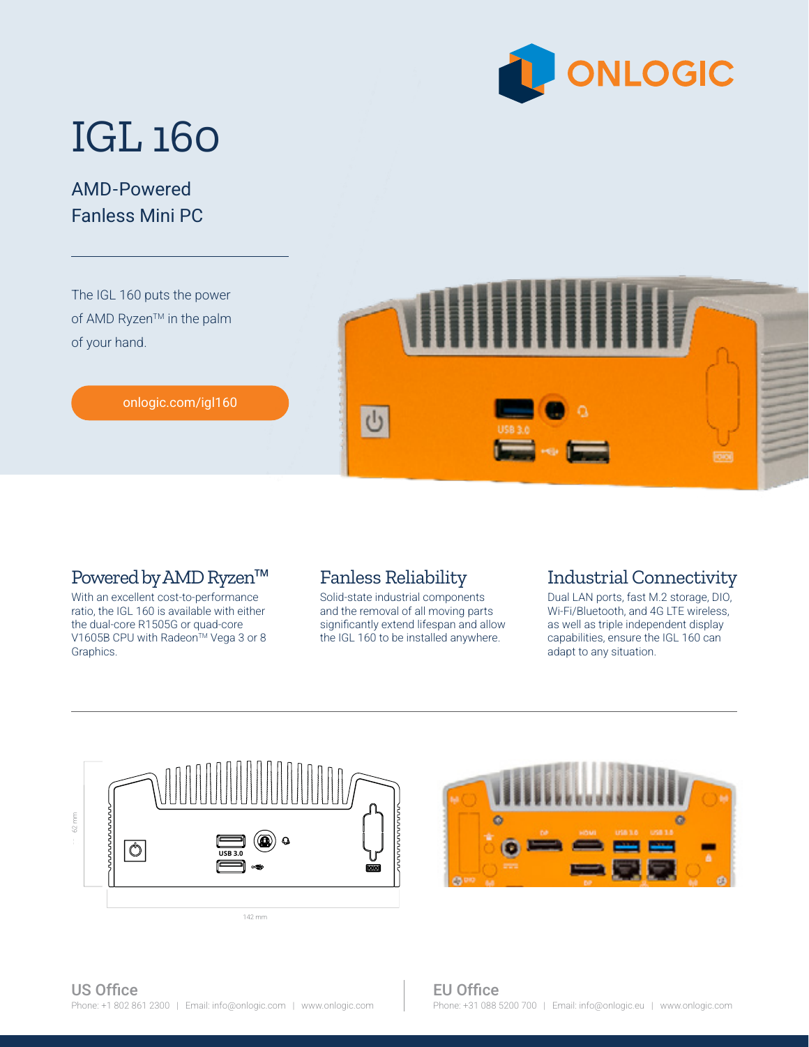# IGL 160

## AMD-Powered Fanless Mini PC

The IGL 160 puts the power of AMD Ryzen™ in the palm of your hand.

onlogic.com/igl160

### Powered by AMD Ryzen™

With an excellent cost-to-performance ratio, the IGL 160 is available with either the dual-core R1505G or quad-core V1605B CPU with Radeon™ Vega 3 or 8 Graphics.

### Fanless Reliability

Solid-state industrial components and the removal of all moving parts significantly extend lifespan and allow the IGL 160 to be installed anywhere.

### Industrial Connectivity

Dual LAN ports, fast M.2 storage, DIO, Wi-Fi/Bluetooth, and 4G LTE wireless, as well as triple independent display capabilities, ensure the IGL 160 can adapt to any situation.

62 mm

142 mm

**US Office**
Phone: +1 802 861 2300 | Email: info@onlogic.com | www.onlogic.com

**EU Office**
Phone: +31 088 5200 700 | Email: info@onlogic.eu | www.onlogic.com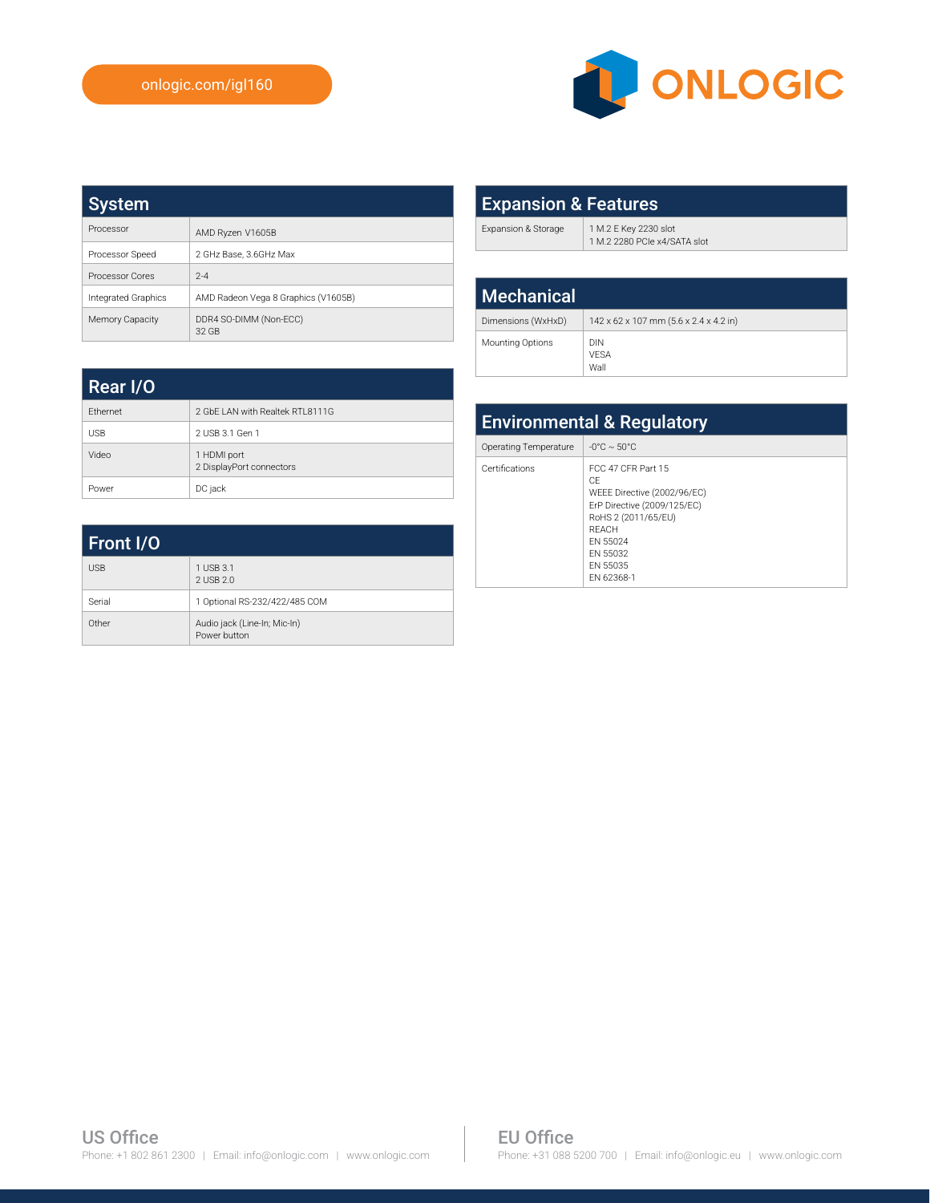onlogic.com/igl160

ONLOGIC

## System

| Processor | AMD Ryzen V1605B |
|---|---|
| Processor Speed | 2 GHz Base, 3.6GHz Max |
| Processor Cores | 2-4 |
| Integrated Graphics | AMD Radeon Vega 8 Graphics (V1605B) |
| Memory Capacity | DDR4 SO-DIMM (Non-ECC)<br>32 GB |

## Rear I/O

| Ethernet | 2 GbE LAN with Realtek RTL8111G |
|---|---|
| USB | 2 USB 3.1 Gen 1 |
| Video | 1 HDMI port<br>2 DisplayPort connectors |
| Power | DC jack |

## Front I/O

| USB | 1 USB 3.1<br>2 USB 2.0 |
|---|---|
| Serial | 1 Optional RS-232/422/485 COM |
| Other | Audio jack (Line-In; Mic-In)<br>Power button |

## Expansion & Features

| Expansion & Storage | 1 M.2 E Key 2230 slot<br>1 M.2 2280 PCIe x4/SATA slot |
|---|---|

## Mechanical

| Dimensions (WxHxD) | 142 x 62 x 107 mm (5.6 x 2.4 x 4.2 in) |
|---|---|
| Mounting Options | DIN<br>VESA<br>Wall |

## Environmental & Regulatory

| Operating Temperature | -0°C ~ 50°C |
|---|---|
| Certifications | FCC 47 CFR Part 15<br>CE<br>WEEE Directive (2002/96/EC)<br>ErP Directive (2009/125/EC)<br>RoHS 2 (2011/65/EU)<br>REACH<br>EN 55024<br>EN 55032<br>EN 55035<br>EN 62368-1 |

### US Office

Phone: +1 802 861 2300 | Email: info@onlogic.com | www.onlogic.com

### EU Office

Phone: +31 088 5200 700 | Email: info@onlogic.eu | www.onlogic.com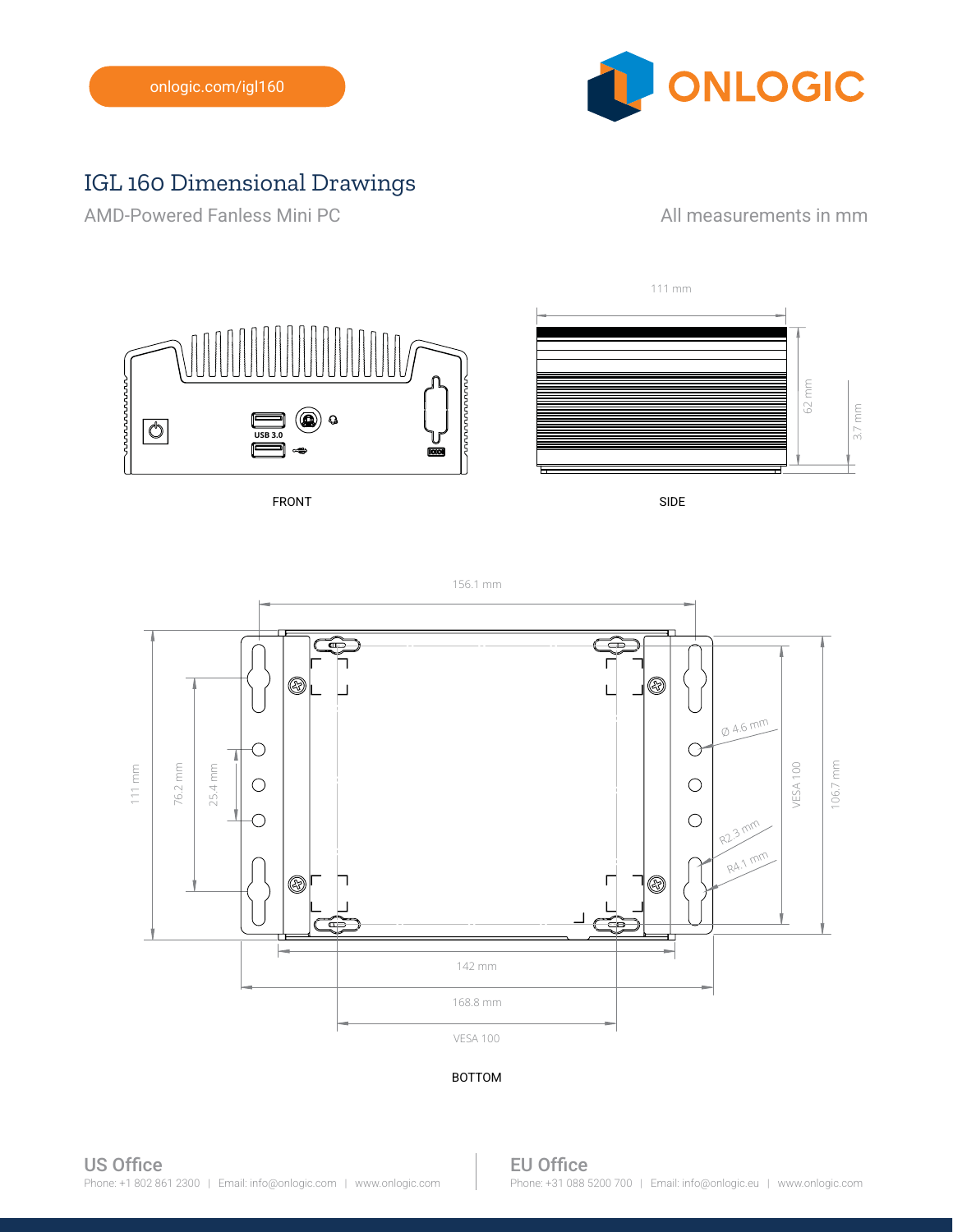onlogic.com/igl160

# IGL 160 Dimensional Drawings

AMD-Powered Fanless Mini PC

All measurements in mm

USB 3.0

FRONT

111 mm

62 mm

3.7 mm

SIDE

156.1 mm

111 mm

76.2 mm

25.4 mm

Ø 4.6 mm

R2.3 mm

R4.1 mm

VESA 100

106.7 mm

142 mm

168.8 mm

VESA 100

BOTTOM

## US Office

Phone: +1 802 861 2300 | Email: info@onlogic.com | www.onlogic.com

## EU Office

Phone: +31 088 5200 700 | Email: info@onlogic.eu | www.onlogic.com